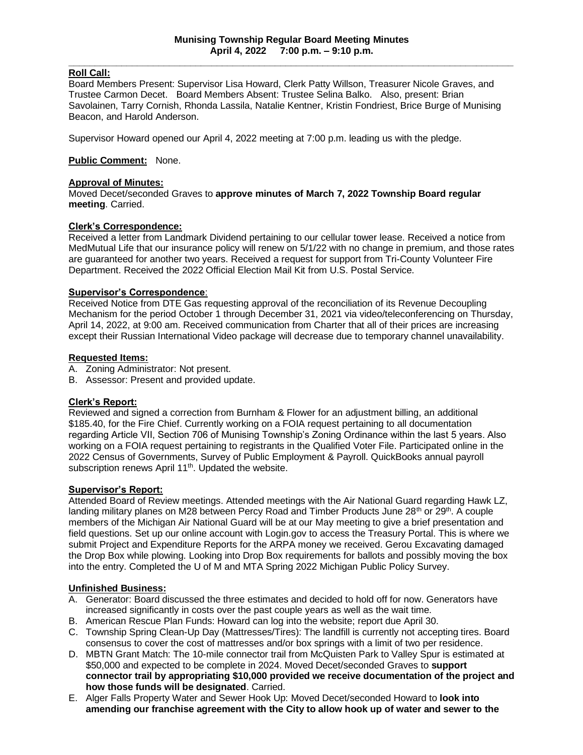# Munising Township Regular Board Meeting Minutes
**April 4, 2022 7:00 p.m. – 9:10 p.m.**

**Roll Call:**

Board Members Present: Supervisor Lisa Howard, Clerk Patty Willson, Treasurer Nicole Graves, and Trustee Carmon Decet. Board Members Absent: Trustee Selina Balko. Also, present: Brian Savolainen, Tarry Cornish, Rhonda Lassila, Natalie Kentner, Kristin Fondriest, Brice Burge of Munising Beacon, and Harold Anderson.

Supervisor Howard opened our April 4, 2022 meeting at 7:00 p.m. leading us with the pledge.

**Public Comment:** None.

**Approval of Minutes:**

Moved Decet/seconded Graves to **approve minutes of March 7, 2022 Township Board regular meeting**. Carried.

**Clerk's Correspondence:**

Received a letter from Landmark Dividend pertaining to our cellular tower lease. Received a notice from MedMutual Life that our insurance policy will renew on 5/1/22 with no change in premium, and those rates are guaranteed for another two years. Received a request for support from Tri-County Volunteer Fire Department. Received the 2022 Official Election Mail Kit from U.S. Postal Service.

**Supervisor's Correspondence:**

Received Notice from DTE Gas requesting approval of the reconciliation of its Revenue Decoupling Mechanism for the period October 1 through December 31, 2021 via video/teleconferencing on Thursday, April 14, 2022, at 9:00 am. Received communication from Charter that all of their prices are increasing except their Russian International Video package will decrease due to temporary channel unavailability.

**Requested Items:**

A. Zoning Administrator: Not present.
B. Assessor: Present and provided update.

**Clerk's Report:**

Reviewed and signed a correction from Burnham & Flower for an adjustment billing, an additional $185.40, for the Fire Chief. Currently working on a FOIA request pertaining to all documentation regarding Article VII, Section 706 of Munising Township's Zoning Ordinance within the last 5 years. Also working on a FOIA request pertaining to registrants in the Qualified Voter File. Participated online in the 2022 Census of Governments, Survey of Public Employment & Payroll. QuickBooks annual payroll subscription renews April 11th. Updated the website.

**Supervisor's Report:**

Attended Board of Review meetings. Attended meetings with the Air National Guard regarding Hawk LZ, landing military planes on M28 between Percy Road and Timber Products June 28th or 29th. A couple members of the Michigan Air National Guard will be at our May meeting to give a brief presentation and field questions. Set up our online account with Login.gov to access the Treasury Portal. This is where we submit Project and Expenditure Reports for the ARPA money we received. Gerou Excavating damaged the Drop Box while plowing. Looking into Drop Box requirements for ballots and possibly moving the box into the entry. Completed the U of M and MTA Spring 2022 Michigan Public Policy Survey.

**Unfinished Business:**

A. Generator: Board discussed the three estimates and decided to hold off for now. Generators have increased significantly in costs over the past couple years as well as the wait time.
B. American Rescue Plan Funds: Howard can log into the website; report due April 30.
C. Township Spring Clean-Up Day (Mattresses/Tires): The landfill is currently not accepting tires. Board consensus to cover the cost of mattresses and/or box springs with a limit of two per residence.
D. MBTN Grant Match: The 10-mile connector trail from McQuisten Park to Valley Spur is estimated at $50,000 and expected to be complete in 2024. Moved Decet/seconded Graves to **support connector trail by appropriating $10,000 provided we receive documentation of the project and how those funds will be designated**. Carried.
E. Alger Falls Property Water and Sewer Hook Up: Moved Decet/seconded Howard to **look into amending our franchise agreement with the City to allow hook up of water and sewer to the**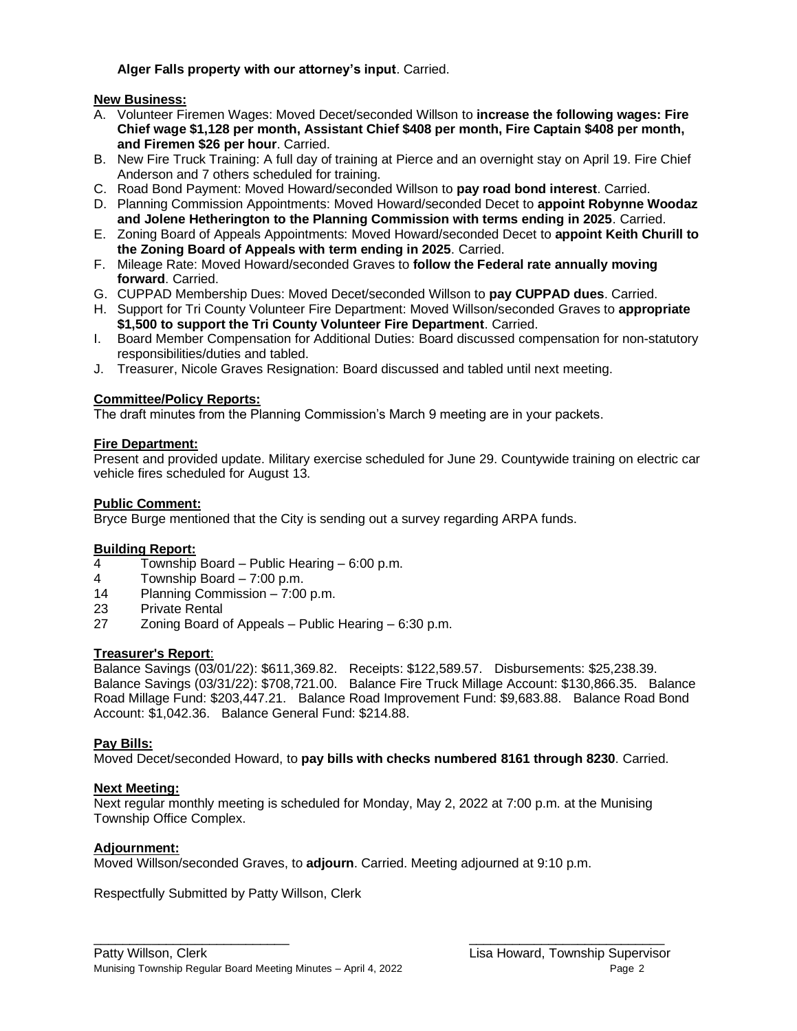**Alger Falls property with our attorney's input**. Carried.

**New Business:**

A. Volunteer Firemen Wages: Moved Decet/seconded Willson to **increase the following wages: Fire Chief wage $1,128 per month, Assistant Chief $408 per month, Fire Captain $408 per month, and Firemen $26 per hour**. Carried.
B. New Fire Truck Training: A full day of training at Pierce and an overnight stay on April 19. Fire Chief Anderson and 7 others scheduled for training.
C. Road Bond Payment: Moved Howard/seconded Willson to **pay road bond interest**. Carried.
D. Planning Commission Appointments: Moved Howard/seconded Decet to **appoint Robynne Woodaz and Jolene Hetherington to the Planning Commission with terms ending in 2025**. Carried.
E. Zoning Board of Appeals Appointments: Moved Howard/seconded Decet to **appoint Keith Churill to the Zoning Board of Appeals with term ending in 2025**. Carried.
F. Mileage Rate: Moved Howard/seconded Graves to **follow the Federal rate annually moving forward**. Carried.
G. CUPPAD Membership Dues: Moved Decet/seconded Willson to **pay CUPPAD dues**. Carried.
H. Support for Tri County Volunteer Fire Department: Moved Willson/seconded Graves to **appropriate $1,500 to support the Tri County Volunteer Fire Department**. Carried.
I. Board Member Compensation for Additional Duties: Board discussed compensation for non-statutory responsibilities/duties and tabled.
J. Treasurer, Nicole Graves Resignation: Board discussed and tabled until next meeting.

**Committee/Policy Reports:**

The draft minutes from the Planning Commission's March 9 meeting are in your packets.

**Fire Department:**

Present and provided update. Military exercise scheduled for June 29. Countywide training on electric car vehicle fires scheduled for August 13.

**Public Comment:**

Bryce Burge mentioned that the City is sending out a survey regarding ARPA funds.

**Building Report:**

4 Township Board – Public Hearing – 6:00 p.m.
4 Township Board – 7:00 p.m.
14 Planning Commission – 7:00 p.m.
23 Private Rental
27 Zoning Board of Appeals – Public Hearing – 6:30 p.m.

**Treasurer's Report**:

Balance Savings (03/01/22): $611,369.82. Receipts: $122,589.57. Disbursements: $25,238.39. Balance Savings (03/31/22): $708,721.00. Balance Fire Truck Millage Account: $130,866.35. Balance Road Millage Fund: $203,447.21. Balance Road Improvement Fund: $9,683.88. Balance Road Bond Account: $1,042.36. Balance General Fund: $214.88.

**Pay Bills:**

Moved Decet/seconded Howard, to **pay bills with checks numbered 8161 through 8230**. Carried.

**Next Meeting:**

Next regular monthly meeting is scheduled for Monday, May 2, 2022 at 7:00 p.m. at the Munising Township Office Complex.

**Adjournment:**

Moved Willson/seconded Graves, to **adjourn**. Carried. Meeting adjourned at 9:10 p.m.

Respectfully Submitted by Patty Willson, Clerk

\_\_\_\_\_\_\_\_\_\_\_\_\_\_\_\_\_\_\_\_\_\_\_\_\_\_\_\_ \_\_\_\_\_\_\_\_\_\_\_\_\_\_\_\_\_\_\_\_\_\_\_\_\_\_\_\_

Patty Willson, Clerk Lisa Howard, Township Supervisor